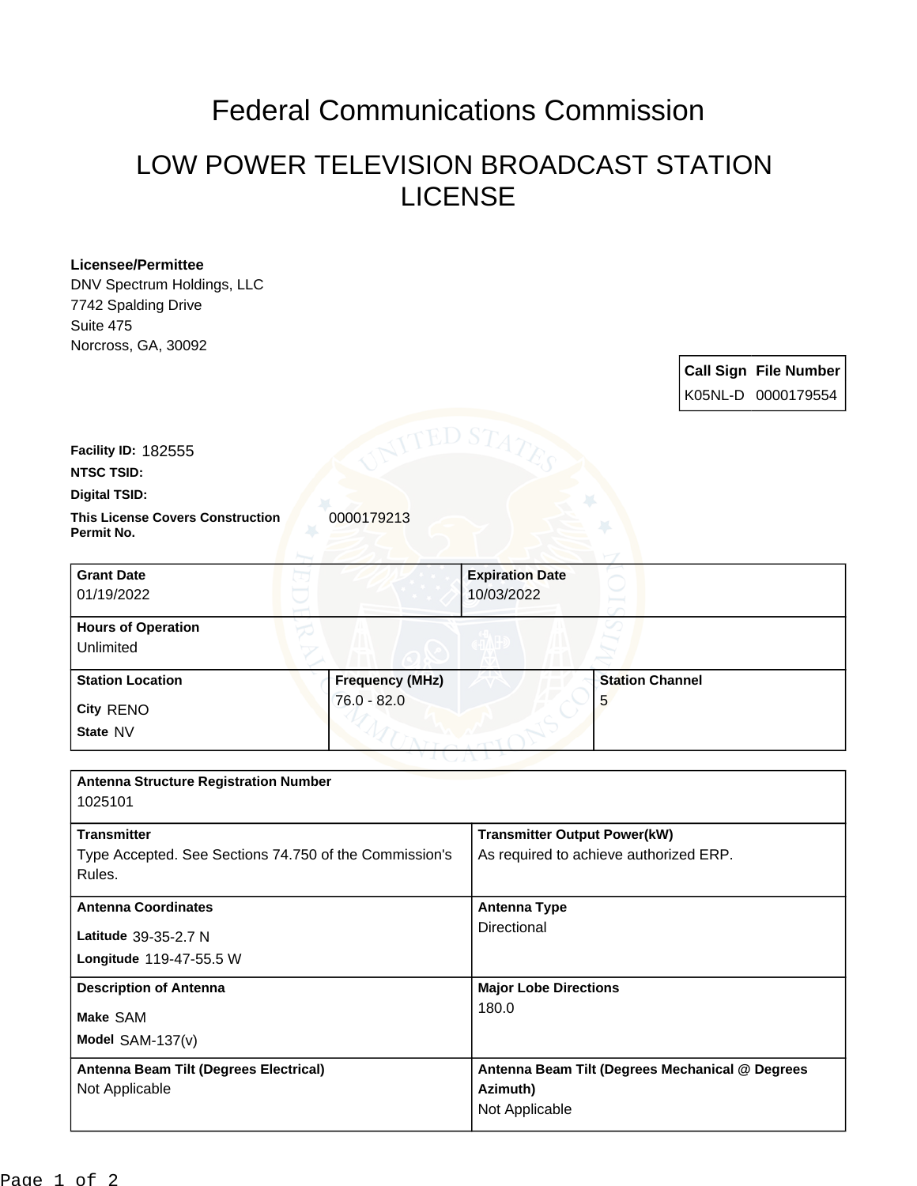# Federal Communications Commission

## LOW POWER TELEVISION BROADCAST STATION LICENSE

**Licensee/Permittee**
DNV Spectrum Holdings, LLC
7742 Spalding Drive
Suite 475
Norcross, GA, 30092

| Call Sign | File Number |
|---|---|
| K05NL-D | 0000179554 |

**Facility ID:** 182555

**NTSC TSID:**

**Digital TSID:**

**This License Covers Construction Permit No.** 0000179213

| Grant Date | Expiration Date |
|---|---|
| 01/19/2022 | 10/03/2022 |

**Hours of Operation**
Unlimited

| Station Location | Frequency (MHz) | Station Channel |
|---|---|---|
| City RENO<br>State NV | 76.0 - 82.0 | 5 |

**Antenna Structure Registration Number**
1025101

| Transmitter | Transmitter Output Power(kW) |
|---|---|
| Type Accepted. See Sections 74.750 of the Commission's Rules. | As required to achieve authorized ERP. |

| Antenna Coordinates | Antenna Type |
|---|---|
| Latitude 39-35-2.7 N<br>Longitude 119-47-55.5 W | Directional |

| Description of Antenna | Major Lobe Directions |
|---|---|
| Make SAM<br>Model SAM-137(v) | 180.0 |

| Antenna Beam Tilt (Degrees Electrical) | Antenna Beam Tilt (Degrees Mechanical @ Degrees Azimuth) |
|---|---|
| Not Applicable | Not Applicable |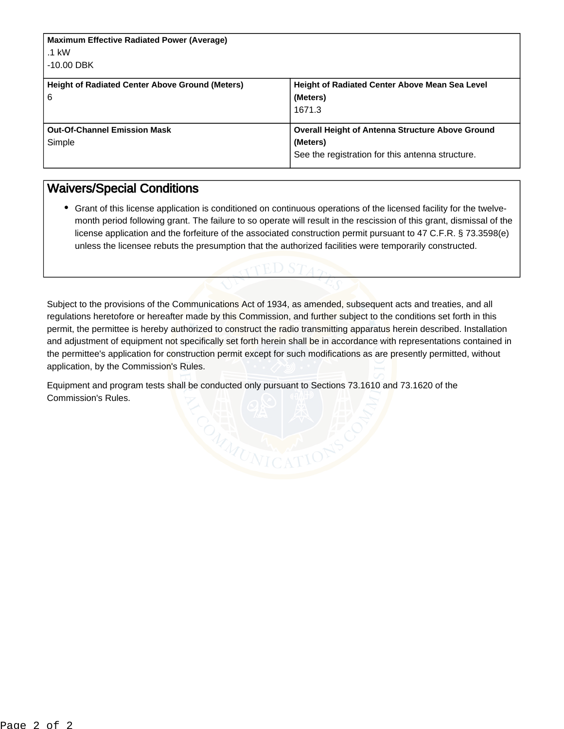| | |
|---|---|
| **Maximum Effective Radiated Power (Average)**<br>.1 kW<br>-10.00 DBK | |
| **Height of Radiated Center Above Ground (Meters)**<br>6 | **Height of Radiated Center Above Mean Sea Level (Meters)**<br>1671.3 |
| **Out-Of-Channel Emission Mask**<br>Simple | **Overall Height of Antenna Structure Above Ground (Meters)**<br>See the registration for this antenna structure. |

## Waivers/Special Conditions

- Grant of this license application is conditioned on continuous operations of the licensed facility for the twelve-month period following grant. The failure to so operate will result in the rescission of this grant, dismissal of the license application and the forfeiture of the associated construction permit pursuant to 47 C.F.R. § 73.3598(e) unless the licensee rebuts the presumption that the authorized facilities were temporarily constructed.

Subject to the provisions of the Communications Act of 1934, as amended, subsequent acts and treaties, and all regulations heretofore or hereafter made by this Commission, and further subject to the conditions set forth in this permit, the permittee is hereby authorized to construct the radio transmitting apparatus herein described. Installation and adjustment of equipment not specifically set forth herein shall be in accordance with representations contained in the permittee's application for construction permit except for such modifications as are presently permitted, without application, by the Commission's Rules.

Equipment and program tests shall be conducted only pursuant to Sections 73.1610 and 73.1620 of the Commission's Rules.